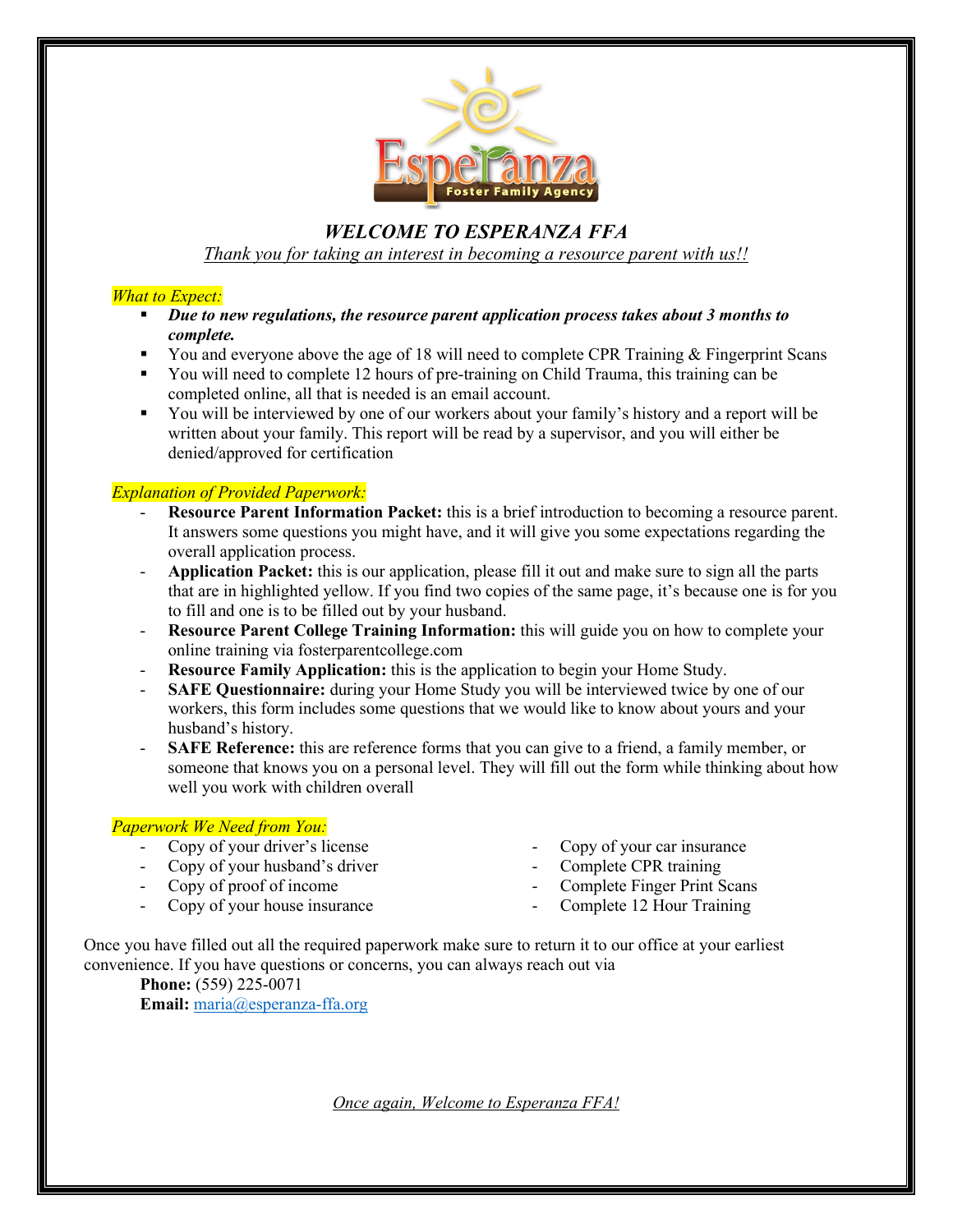# *WELCOME TO ESPERANZA FFA*

*Thank you for taking an interest in becoming a resource parent with us!!*

*What to Expect:*

- ***Due to new regulations, the resource parent application process takes about 3 months to complete.***
- You and everyone above the age of 18 will need to complete CPR Training & Fingerprint Scans
- You will need to complete 12 hours of pre-training on Child Trauma, this training can be completed online, all that is needed is an email account.
- You will be interviewed by one of our workers about your family's history and a report will be written about your family. This report will be read by a supervisor, and you will either be denied/approved for certification

*Explanation of Provided Paperwork:*

- **Resource Parent Information Packet:** this is a brief introduction to becoming a resource parent. It answers some questions you might have, and it will give you some expectations regarding the overall application process.
- **Application Packet:** this is our application, please fill it out and make sure to sign all the parts that are in highlighted yellow. If you find two copies of the same page, it's because one is for you to fill and one is to be filled out by your husband.
- **Resource Parent College Training Information:** this will guide you on how to complete your online training via fosterparentcollege.com
- **Resource Family Application:** this is the application to begin your Home Study.
- **SAFE Questionnaire:** during your Home Study you will be interviewed twice by one of our workers, this form includes some questions that we would like to know about yours and your husband's history.
- **SAFE Reference:** this are reference forms that you can give to a friend, a family member, or someone that knows you on a personal level. They will fill out the form while thinking about how well you work with children overall

*Paperwork We Need from You:*

- Copy of your driver's license
- Copy of your husband's driver
- Copy of proof of income
- Copy of your house insurance
- Copy of your car insurance
- Complete CPR training
- Complete Finger Print Scans
- Complete 12 Hour Training

Once you have filled out all the required paperwork make sure to return it to our office at your earliest convenience. If you have questions or concerns, you can always reach out via

**Phone:** (559) 225-0071
**Email:** maria@esperanza-ffa.org

*Once again, Welcome to Esperanza FFA!*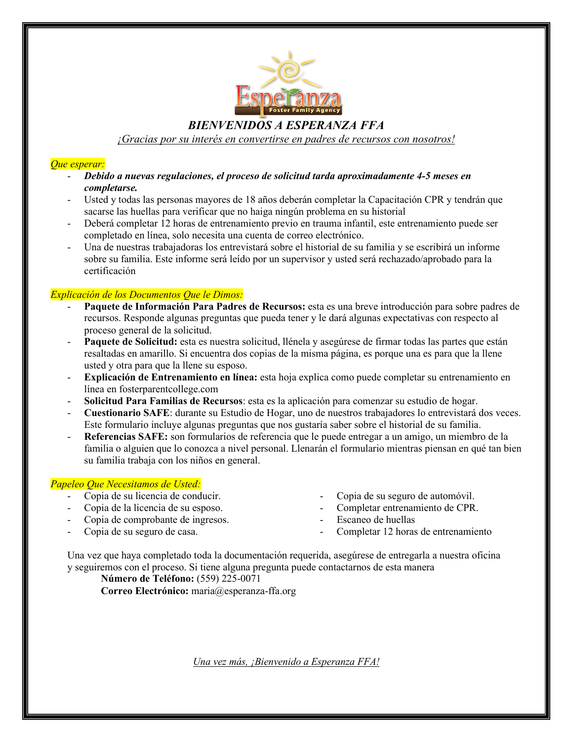# *BIENVENIDOS A ESPERANZA FFA*

*¡Gracias por su interés en convertirse en padres de recursos con nosotros!*

*Que esperar:*

- ***Debido a nuevas regulaciones, el proceso de solicitud tarda aproximadamente 4-5 meses en completarse.***
- Usted y todas las personas mayores de 18 años deberán completar la Capacitación CPR y tendrán que sacarse las huellas para verificar que no haiga ningún problema en su historial
- Deberá completar 12 horas de entrenamiento previo en trauma infantil, este entrenamiento puede ser completado en línea, solo necesita una cuenta de correo electrónico.
- Una de nuestras trabajadoras los entrevistará sobre el historial de su familia y se escribirá un informe sobre su familia. Este informe será leído por un supervisor y usted será rechazado/aprobado para la certificación

*Explicación de los Documentos Que le Dimos:*

- **Paquete de Información Para Padres de Recursos:** esta es una breve introducción para sobre padres de recursos. Responde algunas preguntas que pueda tener y le dará algunas expectativas con respecto al proceso general de la solicitud.
- **Paquete de Solicitud:** esta es nuestra solicitud, llénela y asegúrese de firmar todas las partes que están resaltadas en amarillo. Si encuentra dos copias de la misma página, es porque una es para que la llene usted y otra para que la llene su esposo.
- **Explicación de Entrenamiento en línea:** esta hoja explica como puede completar su entrenamiento en línea en fosterparentcollege.com
- **Solicitud Para Familias de Recursos**: esta es la aplicación para comenzar su estudio de hogar.
- **Cuestionario SAFE**: durante su Estudio de Hogar, uno de nuestros trabajadores lo entrevistará dos veces. Este formulario incluye algunas preguntas que nos gustaría saber sobre el historial de su familia.
- **Referencias SAFE:** son formularios de referencia que le puede entregar a un amigo, un miembro de la familia o alguien que lo conozca a nivel personal. Llenarán el formulario mientras piensan en qué tan bien su familia trabaja con los niños en general.

*Papeleo Que Necesitamos de Usted:*

- Copia de su licencia de conducir.
- Copia de la licencia de su esposo.
- Copia de comprobante de ingresos.
- Copia de su seguro de casa.
- Copia de su seguro de automóvil.
- Completar entrenamiento de CPR.
- Escaneo de huellas
- Completar 12 horas de entrenamiento

Una vez que haya completado toda la documentación requerida, asegúrese de entregarla a nuestra oficina y seguiremos con el proceso. Si tiene alguna pregunta puede contactarnos de esta manera

**Número de Teléfono:** (559) 225-0071
**Correo Electrónico:** maria@esperanza-ffa.org

*Una vez más, ¡Bienvenido a Esperanza FFA!*